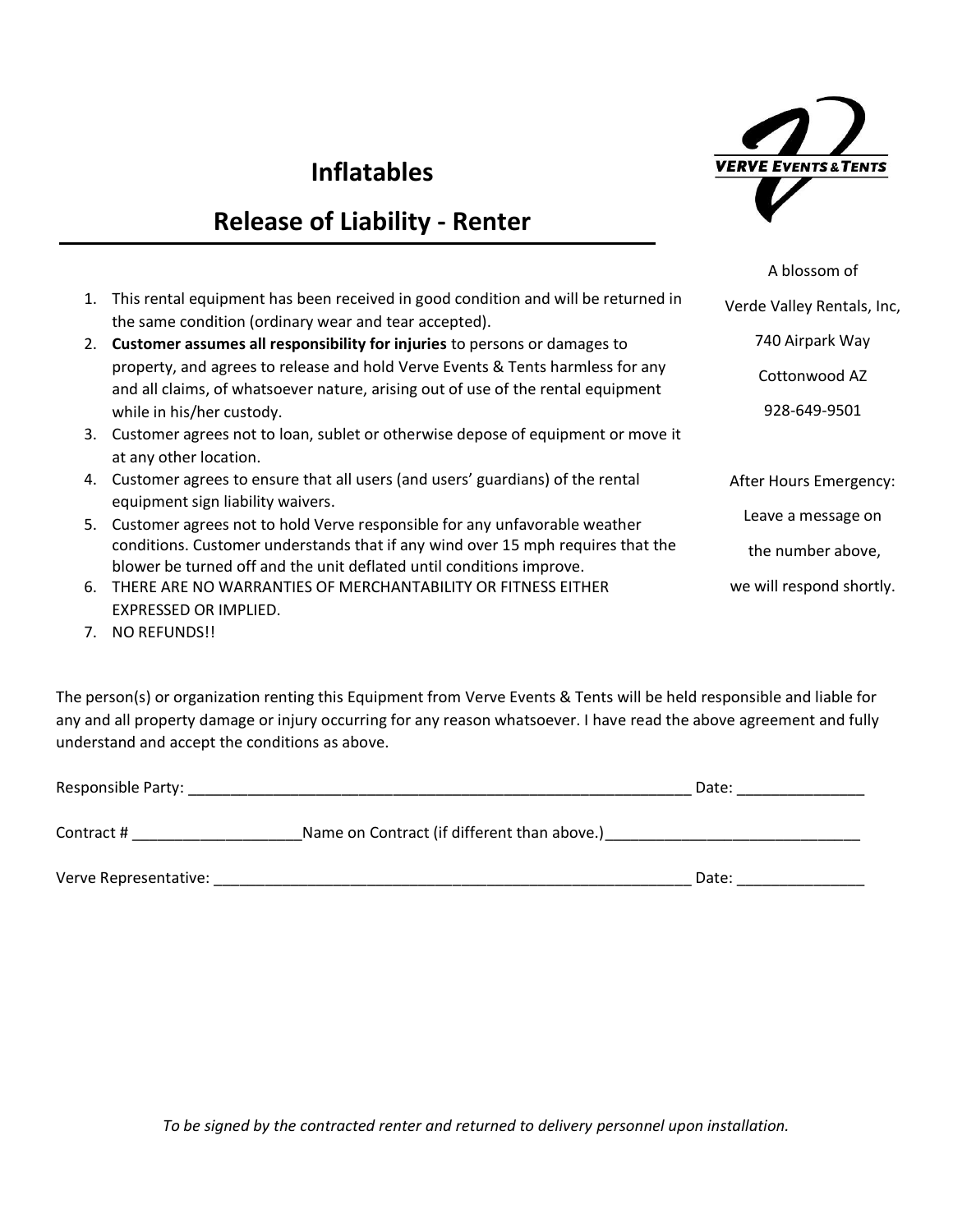# Inflatables

## Release of Liability - Renter

VERVE EVENTS & TENTS

A blossom of

Verde Valley Rentals, Inc,

740 Airpark Way

Cottonwood AZ

928-649-9501

After Hours Emergency:

Leave a message on

the number above,

we will respond shortly.

1. This rental equipment has been received in good condition and will be returned in the same condition (ordinary wear and tear accepted).
2. **Customer assumes all responsibility for injuries** to persons or damages to property, and agrees to release and hold Verve Events & Tents harmless for any and all claims, of whatsoever nature, arising out of use of the rental equipment while in his/her custody.
3. Customer agrees not to loan, sublet or otherwise depose of equipment or move it at any other location.
4. Customer agrees to ensure that all users (and users' guardians) of the rental equipment sign liability waivers.
5. Customer agrees not to hold Verve responsible for any unfavorable weather conditions. Customer understands that if any wind over 15 mph requires that the blower be turned off and the unit deflated until conditions improve.
6. THERE ARE NO WARRANTIES OF MERCHANTABILITY OR FITNESS EITHER EXPRESSED OR IMPLIED.
7. NO REFUNDS!!

The person(s) or organization renting this Equipment from Verve Events & Tents will be held responsible and liable for any and all property damage or injury occurring for any reason whatsoever. I have read the above agreement and fully understand and accept the conditions as above.

Responsible Party: ______________________________________________________________ Date: _______________

Contract # ____________________Name on Contract (if different than above.)______________________________

Verve Representative: ___________________________________________________________ Date: _______________

*To be signed by the contracted renter and returned to delivery personnel upon installation.*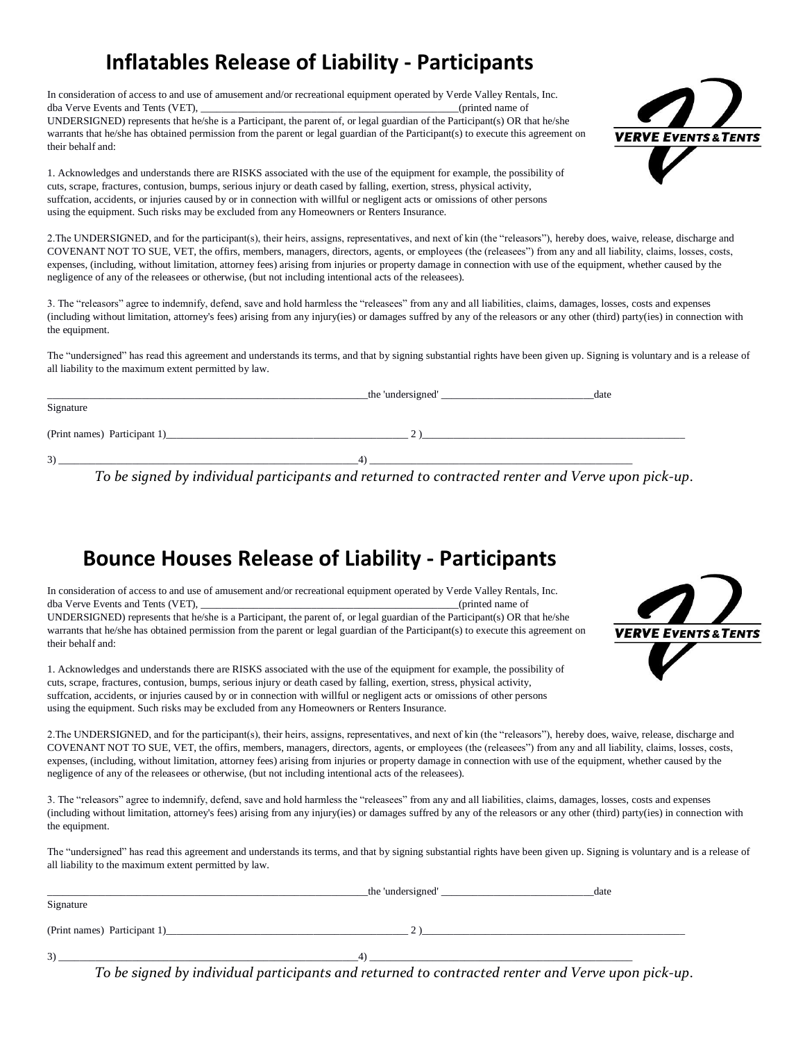# Inflatables Release of Liability - Participants

In consideration of access to and use of amusement and/or recreational equipment operated by Verde Valley Rentals, Inc. dba Verve Events and Tents (VET), ______________________________________________(printed name of UNDERSIGNED) represents that he/she is a Participant, the parent of, or legal guardian of the Participant(s) OR that he/she warrants that he/she has obtained permission from the parent or legal guardian of the Participant(s) to execute this agreement on their behalf and:

1. Acknowledges and understands there are RISKS associated with the use of the equipment for example, the possibility of cuts, scrape, fractures, contusion, bumps, serious injury or death cased by falling, exertion, stress, physical activity, suffcation, accidents, or injuries caused by or in connection with willful or negligent acts or omissions of other persons using the equipment. Such risks may be excluded from any Homeowners or Renters Insurance.

2.The UNDERSIGNED, and for the participant(s), their heirs, assigns, representatives, and next of kin (the "releasors"), hereby does, waive, release, discharge and COVENANT NOT TO SUE, VET, the offirs, members, managers, directors, agents, or employees (the (releasees") from any and all liability, claims, losses, costs, expenses, (including, without limitation, attorney fees) arising from injuries or property damage in connection with use of the equipment, whether caused by the negligence of any of the releasees or otherwise, (but not including intentional acts of the releasees).

3. The "releasors" agree to indemnify, defend, save and hold harmless the "releasees" from any and all liabilities, claims, damages, losses, costs and expenses (including without limitation, attorney's fees) arising from any injury(ies) or damages suffred by any of the releasors or any other (third) party(ies) in connection with the equipment.

The "undersigned" has read this agreement and understands its terms, and that by signing substantial rights have been given up. Signing is voluntary and is a release of all liability to the maximum extent permitted by law.

______________________________________________the 'undersigned' ____________________________date

Signature

(Print names) Participant 1)____________________________________________ 2 )______________________________________________

3) ______________________________________________4) ______________________________________________

*To be signed by individual participants and returned to contracted renter and Verve upon pick-up.*

# Bounce Houses Release of Liability - Participants

In consideration of access to and use of amusement and/or recreational equipment operated by Verde Valley Rentals, Inc. dba Verve Events and Tents (VET), ______________________________________________(printed name of UNDERSIGNED) represents that he/she is a Participant, the parent of, or legal guardian of the Participant(s) OR that he/she warrants that he/she has obtained permission from the parent or legal guardian of the Participant(s) to execute this agreement on their behalf and:

1. Acknowledges and understands there are RISKS associated with the use of the equipment for example, the possibility of cuts, scrape, fractures, contusion, bumps, serious injury or death cased by falling, exertion, stress, physical activity, suffcation, accidents, or injuries caused by or in connection with willful or negligent acts or omissions of other persons using the equipment. Such risks may be excluded from any Homeowners or Renters Insurance.

2.The UNDERSIGNED, and for the participant(s), their heirs, assigns, representatives, and next of kin (the "releasors"), hereby does, waive, release, discharge and COVENANT NOT TO SUE, VET, the offirs, members, managers, directors, agents, or employees (the (releasees") from any and all liability, claims, losses, costs, expenses, (including, without limitation, attorney fees) arising from injuries or property damage in connection with use of the equipment, whether caused by the negligence of any of the releasees or otherwise, (but not including intentional acts of the releasees).

3. The "releasors" agree to indemnify, defend, save and hold harmless the "releasees" from any and all liabilities, claims, damages, losses, costs and expenses (including without limitation, attorney's fees) arising from any injury(ies) or damages suffred by any of the releasors or any other (third) party(ies) in connection with the equipment.

The "undersigned" has read this agreement and understands its terms, and that by signing substantial rights have been given up. Signing is voluntary and is a release of all liability to the maximum extent permitted by law.

______________________________________________the 'undersigned' ____________________________date

Signature

(Print names) Participant 1)____________________________________________ 2 )______________________________________________

3) ______________________________________________4) ______________________________________________

*To be signed by individual participants and returned to contracted renter and Verve upon pick-up.*